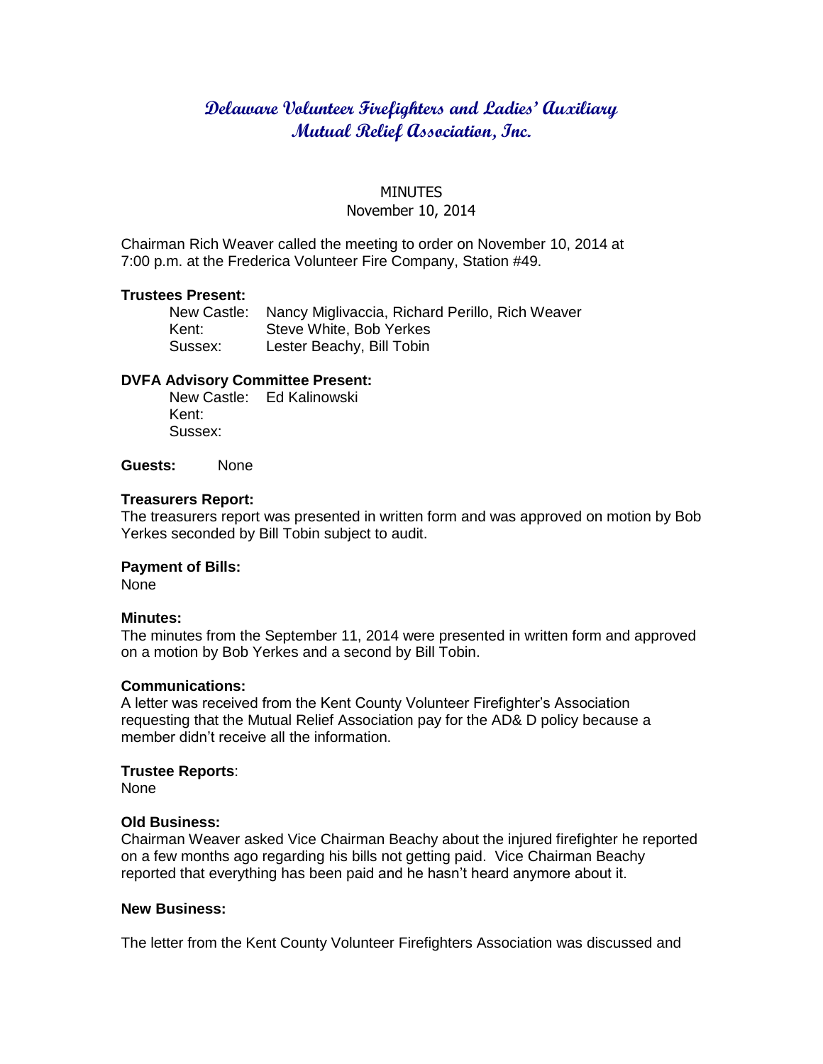# Delaware Volunteer Firefighters and Ladies' Auxiliary Mutual Relief Association, Inc.

MINUTES
November 10, 2014

Chairman Rich Weaver called the meeting to order on November 10, 2014 at 7:00 p.m. at the Frederica Volunteer Fire Company, Station #49.

**Trustees Present:**

New Castle: Nancy Miglivaccia, Richard Perillo, Rich Weaver
Kent: Steve White, Bob Yerkes
Sussex: Lester Beachy, Bill Tobin

**DVFA Advisory Committee Present:**

New Castle: Ed Kalinowski
Kent:
Sussex:

**Guests:** None

**Treasurers Report:**
The treasurers report was presented in written form and was approved on motion by Bob Yerkes seconded by Bill Tobin subject to audit.

**Payment of Bills:**
None

**Minutes:**
The minutes from the September 11, 2014 were presented in written form and approved on a motion by Bob Yerkes and a second by Bill Tobin.

**Communications:**
A letter was received from the Kent County Volunteer Firefighter's Association requesting that the Mutual Relief Association pay for the AD& D policy because a member didn't receive all the information.

**Trustee Reports**:
None

**Old Business:**
Chairman Weaver asked Vice Chairman Beachy about the injured firefighter he reported on a few months ago regarding his bills not getting paid. Vice Chairman Beachy reported that everything has been paid and he hasn't heard anymore about it.

**New Business:**

The letter from the Kent County Volunteer Firefighters Association was discussed and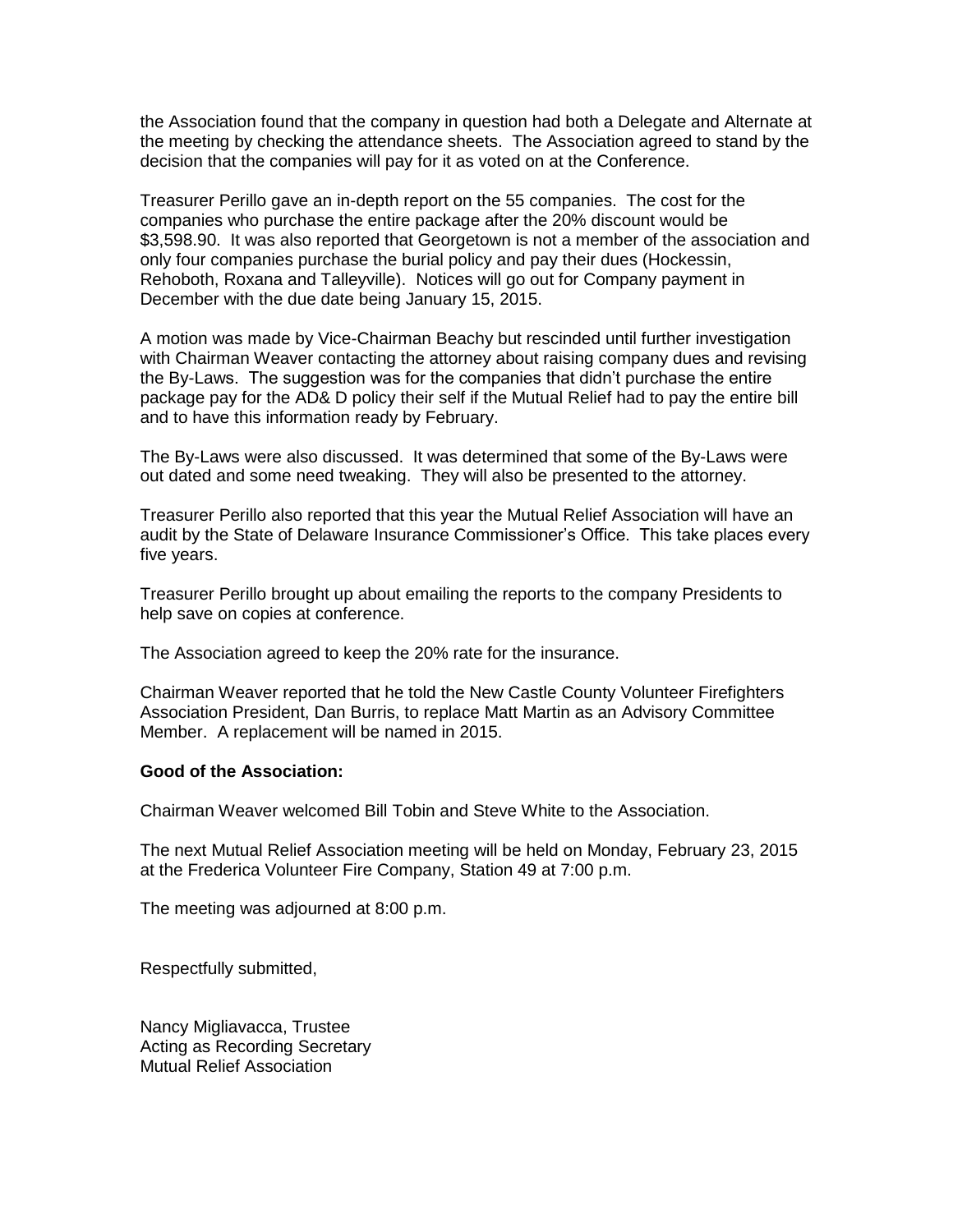the Association found that the company in question had both a Delegate and Alternate at the meeting by checking the attendance sheets. The Association agreed to stand by the decision that the companies will pay for it as voted on at the Conference.

Treasurer Perillo gave an in-depth report on the 55 companies. The cost for the companies who purchase the entire package after the 20% discount would be $3,598.90. It was also reported that Georgetown is not a member of the association and only four companies purchase the burial policy and pay their dues (Hockessin, Rehoboth, Roxana and Talleyville). Notices will go out for Company payment in December with the due date being January 15, 2015.

A motion was made by Vice-Chairman Beachy but rescinded until further investigation with Chairman Weaver contacting the attorney about raising company dues and revising the By-Laws. The suggestion was for the companies that didn't purchase the entire package pay for the AD& D policy their self if the Mutual Relief had to pay the entire bill and to have this information ready by February.

The By-Laws were also discussed. It was determined that some of the By-Laws were out dated and some need tweaking. They will also be presented to the attorney.

Treasurer Perillo also reported that this year the Mutual Relief Association will have an audit by the State of Delaware Insurance Commissioner's Office. This take places every five years.

Treasurer Perillo brought up about emailing the reports to the company Presidents to help save on copies at conference.

The Association agreed to keep the 20% rate for the insurance.

Chairman Weaver reported that he told the New Castle County Volunteer Firefighters Association President, Dan Burris, to replace Matt Martin as an Advisory Committee Member. A replacement will be named in 2015.

**Good of the Association:**

Chairman Weaver welcomed Bill Tobin and Steve White to the Association.

The next Mutual Relief Association meeting will be held on Monday, February 23, 2015 at the Frederica Volunteer Fire Company, Station 49 at 7:00 p.m.

The meeting was adjourned at 8:00 p.m.

Respectfully submitted,

Nancy Migliavacca, Trustee
Acting as Recording Secretary
Mutual Relief Association